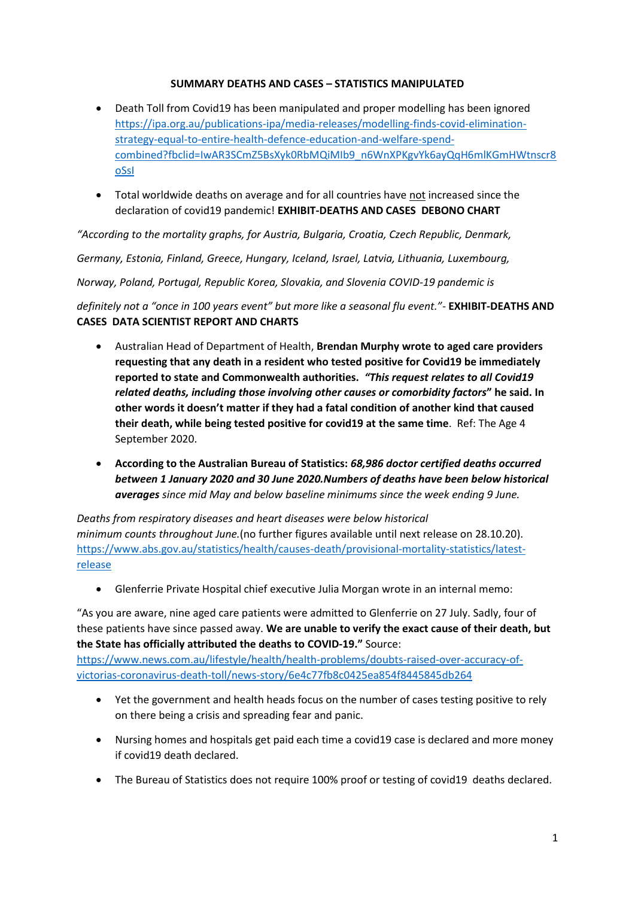**SUMMARY DEATHS AND CASES – STATISTICS MANIPULATED**

- Death Toll from Covid19 has been manipulated and proper modelling has been ignored https://ipa.org.au/publications-ipa/media-releases/modelling-finds-covid-elimination-strategy-equal-to-entire-health-defence-education-and-welfare-spend-combined?fbclid=IwAR3SCmZ5BsXyk0RbMQiMIb9_n6WnXPKgvYk6ayQqH6mlKGmHWtnscr8oSsI

- Total worldwide deaths on average and for all countries have not increased since the declaration of covid19 pandemic! **EXHIBIT-DEATHS AND CASES DEBONO CHART**

*"According to the mortality graphs, for Austria, Bulgaria, Croatia, Czech Republic, Denmark,*

*Germany, Estonia, Finland, Greece, Hungary, Iceland, Israel, Latvia, Lithuania, Luxembourg,*

*Norway, Poland, Portugal, Republic Korea, Slovakia, and Slovenia COVID-19 pandemic is*

*definitely not a "once in 100 years event" but more like a seasonal flu event."*- **EXHIBIT-DEATHS AND CASES DATA SCIENTIST REPORT AND CHARTS**

- Australian Head of Department of Health, **Brendan Murphy wrote to aged care providers requesting that any death in a resident who tested positive for Covid19 be immediately reported to state and Commonwealth authorities. *"This request relates to all Covid19 related deaths, including those involving other causes or comorbidity factors*" he said. In other words it doesn't matter if they had a fatal condition of another kind that caused their death, while being tested positive for covid19 at the same time**. Ref: The Age 4 September 2020.

- **According to the Australian Bureau of Statistics: *68,986 doctor certified deaths occurred between 1 January 2020 and 30 June 2020.Numbers of deaths have been below historical averages*** *since mid May and below baseline minimums since the week ending 9 June.*

*Deaths from respiratory diseases and heart diseases were below historical minimum counts throughout June.*(no further figures available until next release on 28.10.20). https://www.abs.gov.au/statistics/health/causes-death/provisional-mortality-statistics/latest-release

- Glenferrie Private Hospital chief executive Julia Morgan wrote in an internal memo:

"As you are aware, nine aged care patients were admitted to Glenferrie on 27 July. Sadly, four of these patients have since passed away. **We are unable to verify the exact cause of their death, but the State has officially attributed the deaths to COVID-19."** Source: https://www.news.com.au/lifestyle/health/health-problems/doubts-raised-over-accuracy-of-victorias-coronavirus-death-toll/news-story/6e4c77fb8c0425ea854f8445845db264

- Yet the government and health heads focus on the number of cases testing positive to rely on there being a crisis and spreading fear and panic.

- Nursing homes and hospitals get paid each time a covid19 case is declared and more money if covid19 death declared.

- The Bureau of Statistics does not require 100% proof or testing of covid19 deaths declared.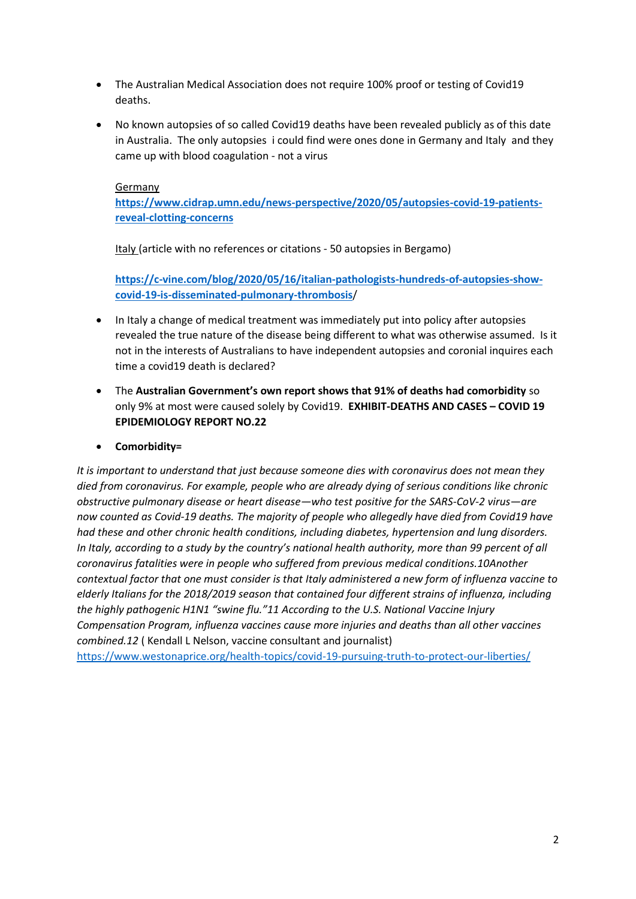- The Australian Medical Association does not require 100% proof or testing of Covid19 deaths.

- No known autopsies of so called Covid19 deaths have been revealed publicly as of this date in Australia. The only autopsies i could find were ones done in Germany and Italy and they came up with blood coagulation - not a virus

  Germany
  **https://www.cidrap.umn.edu/news-perspective/2020/05/autopsies-covid-19-patients-reveal-clotting-concerns**

  Italy (article with no references or citations - 50 autopsies in Bergamo)

  **https://c-vine.com/blog/2020/05/16/italian-pathologists-hundreds-of-autopsies-show-covid-19-is-disseminated-pulmonary-thrombosis**/

- In Italy a change of medical treatment was immediately put into policy after autopsies revealed the true nature of the disease being different to what was otherwise assumed. Is it not in the interests of Australians to have independent autopsies and coronial inquires each time a covid19 death is declared?

- The **Australian Government's own report shows that 91% of deaths had comorbidity** so only 9% at most were caused solely by Covid19. **EXHIBIT-DEATHS AND CASES – COVID 19 EPIDEMIOLOGY REPORT NO.22**

- **Comorbidity=**

*It is important to understand that just because someone dies with coronavirus does not mean they died from coronavirus. For example, people who are already dying of serious conditions like chronic obstructive pulmonary disease or heart disease—who test positive for the SARS-CoV-2 virus—are now counted as Covid-19 deaths. The majority of people who allegedly have died from Covid19 have had these and other chronic health conditions, including diabetes, hypertension and lung disorders. In Italy, according to a study by the country's national health authority, more than 99 percent of all coronavirus fatalities were in people who suffered from previous medical conditions.10Another contextual factor that one must consider is that Italy administered a new form of influenza vaccine to elderly Italians for the 2018/2019 season that contained four different strains of influenza, including the highly pathogenic H1N1 "swine flu."11 According to the U.S. National Vaccine Injury Compensation Program, influenza vaccines cause more injuries and deaths than all other vaccines combined.12* ( Kendall L Nelson, vaccine consultant and journalist)
https://www.westonaprice.org/health-topics/covid-19-pursuing-truth-to-protect-our-liberties/